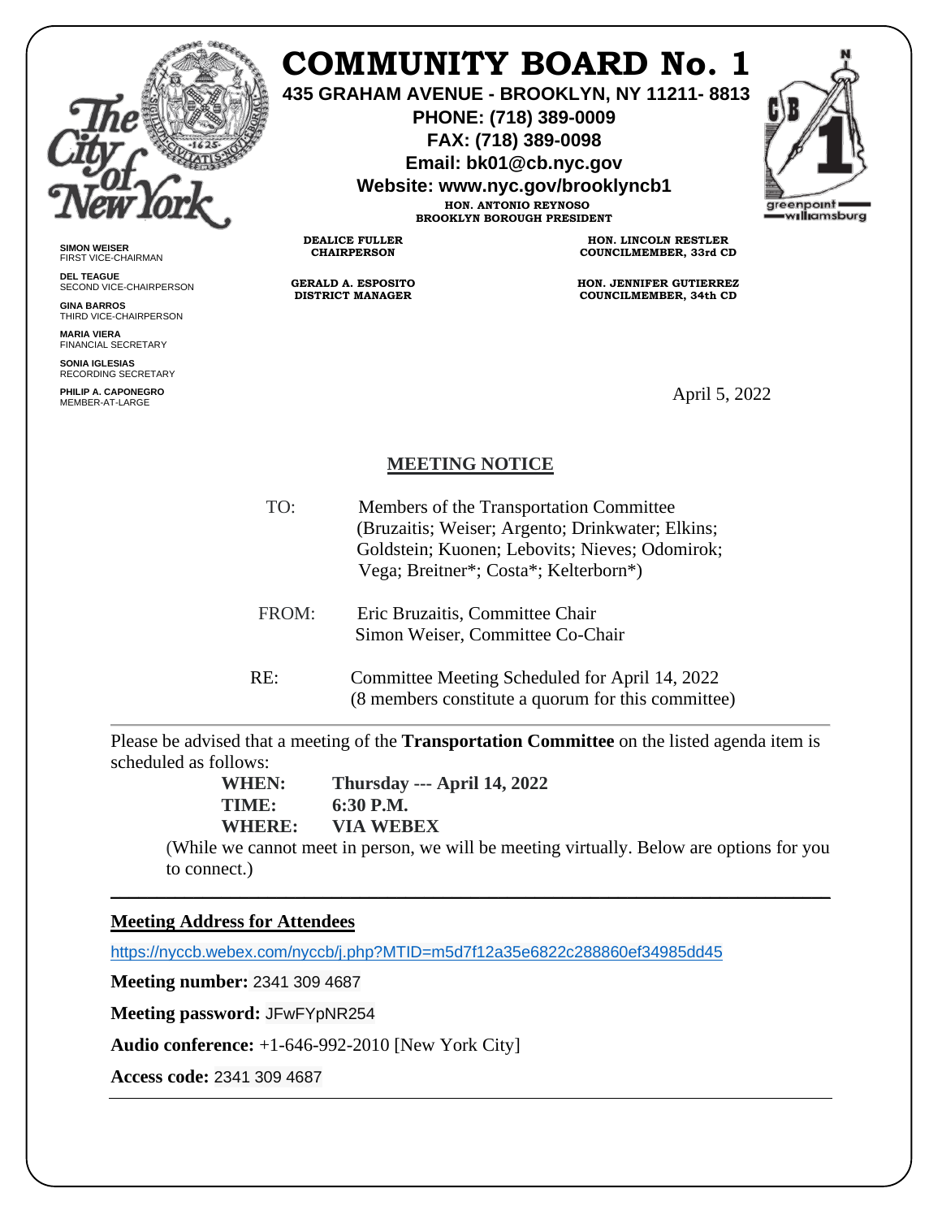# COMMUNITY BOARD No. 1

**435 GRAHAM AVENUE - BROOKLYN, NY 11211- 8813**
**PHONE: (718) 389-0009**
**FAX: (718) 389-0098**
**Email: bk01@cb.nyc.gov**
**Website: www.nyc.gov/brooklyncb1**

**HON. ANTONIO REYNOSO**
**BROOKLYN BOROUGH PRESIDENT**

**DEALICE FULLER**
**CHAIRPERSON**

**GERALD A. ESPOSITO**
**DISTRICT MANAGER**

**HON. LINCOLN RESTLER**
**COUNCILMEMBER, 33rd CD**

**HON. JENNIFER GUTIERREZ**
**COUNCILMEMBER, 34th CD**

**SIMON WEISER**
FIRST VICE-CHAIRMAN

**DEL TEAGUE**
SECOND VICE-CHAIRPERSON

**GINA BARROS**
THIRD VICE-CHAIRPERSON

**MARIA VIERA**
FINANCIAL SECRETARY

**SONIA IGLESIAS**
RECORDING SECRETARY

**PHILIP A. CAPONEGRO**
MEMBER-AT-LARGE

April 5, 2022

## MEETING NOTICE

TO: Members of the Transportation Committee (Bruzaitis; Weiser; Argento; Drinkwater; Elkins; Goldstein; Kuonen; Lebovits; Nieves; Odomirok; Vega; Breitner*; Costa*; Kelterborn*)

FROM: Eric Bruzaitis, Committee Chair
Simon Weiser, Committee Co-Chair

RE: Committee Meeting Scheduled for April 14, 2022
(8 members constitute a quorum for this committee)

---

Please be advised that a meeting of the **Transportation Committee** on the listed agenda item is scheduled as follows:

**WHEN:** **Thursday --- April 14, 2022**
**TIME:** **6:30 P.M.**
**WHERE:** **VIA WEBEX**

(While we cannot meet in person, we will be meeting virtually. Below are options for you to connect.)

---

**Meeting Address for Attendees**

https://nyccb.webex.com/nyccb/j.php?MTID=m5d7f12a35e6822c288860ef34985dd45

**Meeting number:** 2341 309 4687

**Meeting password:** JFwFYpNR254

**Audio conference:** +1-646-992-2010 [New York City]

**Access code:** 2341 309 4687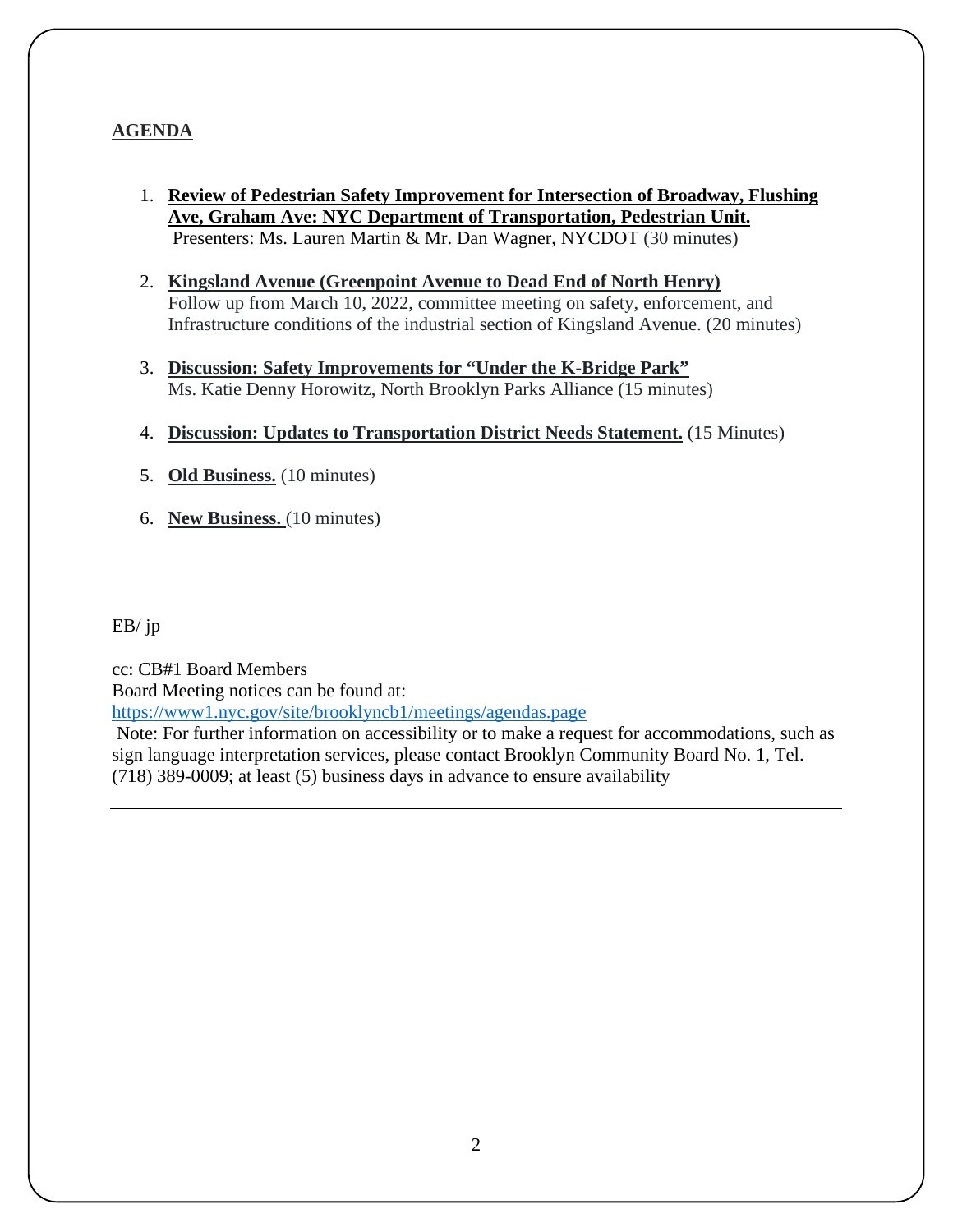**AGENDA**

1. **Review of Pedestrian Safety Improvement for Intersection of Broadway, Flushing Ave, Graham Ave: NYC Department of Transportation, Pedestrian Unit.**
   Presenters: Ms. Lauren Martin & Mr. Dan Wagner, NYCDOT (30 minutes)

2. **Kingsland Avenue (Greenpoint Avenue to Dead End of North Henry)**
   Follow up from March 10, 2022, committee meeting on safety, enforcement, and Infrastructure conditions of the industrial section of Kingsland Avenue. (20 minutes)

3. **Discussion: Safety Improvements for "Under the K-Bridge Park"**
   Ms. Katie Denny Horowitz, North Brooklyn Parks Alliance (15 minutes)

4. **Discussion: Updates to Transportation District Needs Statement.** (15 Minutes)

5. **Old Business.** (10 minutes)

6. **New Business.** (10 minutes)

EB/ jp

cc: CB#1 Board Members
Board Meeting notices can be found at:
https://www1.nyc.gov/site/brooklyncb1/meetings/agendas.page
Note: For further information on accessibility or to make a request for accommodations, such as sign language interpretation services, please contact Brooklyn Community Board No. 1, Tel. (718) 389-0009; at least (5) business days in advance to ensure availability